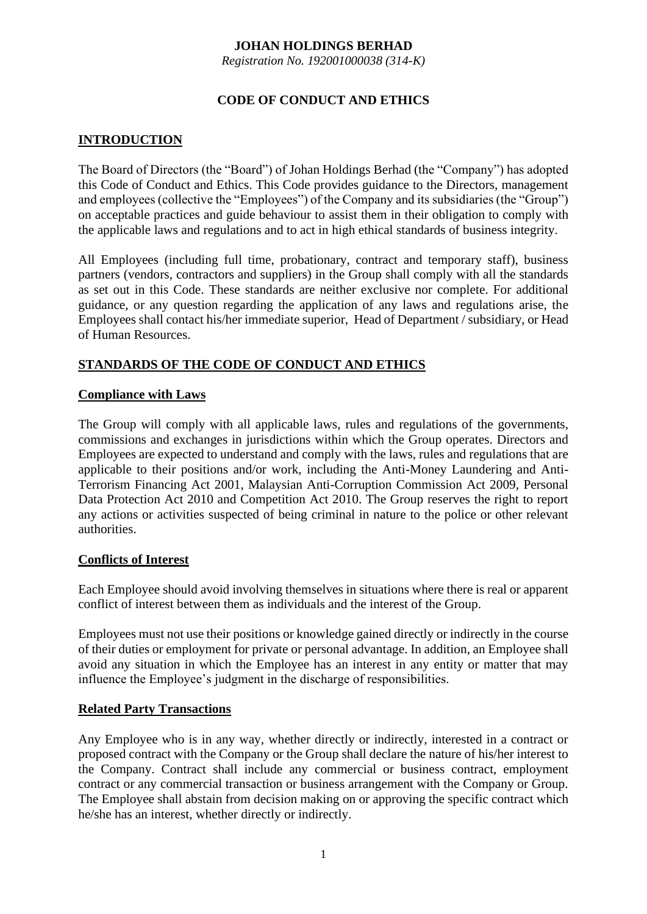**JOHAN HOLDINGS BERHAD**

*Registration No. 192001000038 (314-K)*

# CODE OF CONDUCT AND ETHICS

## INTRODUCTION

The Board of Directors (the "Board") of Johan Holdings Berhad (the "Company") has adopted this Code of Conduct and Ethics. This Code provides guidance to the Directors, management and employees (collective the "Employees") of the Company and its subsidiaries (the "Group") on acceptable practices and guide behaviour to assist them in their obligation to comply with the applicable laws and regulations and to act in high ethical standards of business integrity.

All Employees (including full time, probationary, contract and temporary staff), business partners (vendors, contractors and suppliers) in the Group shall comply with all the standards as set out in this Code. These standards are neither exclusive nor complete. For additional guidance, or any question regarding the application of any laws and regulations arise, the Employees shall contact his/her immediate superior, Head of Department / subsidiary, or Head of Human Resources.

## STANDARDS OF THE CODE OF CONDUCT AND ETHICS

### Compliance with Laws

The Group will comply with all applicable laws, rules and regulations of the governments, commissions and exchanges in jurisdictions within which the Group operates. Directors and Employees are expected to understand and comply with the laws, rules and regulations that are applicable to their positions and/or work, including the Anti-Money Laundering and Anti-Terrorism Financing Act 2001, Malaysian Anti-Corruption Commission Act 2009, Personal Data Protection Act 2010 and Competition Act 2010. The Group reserves the right to report any actions or activities suspected of being criminal in nature to the police or other relevant authorities.

### Conflicts of Interest

Each Employee should avoid involving themselves in situations where there is real or apparent conflict of interest between them as individuals and the interest of the Group.

Employees must not use their positions or knowledge gained directly or indirectly in the course of their duties or employment for private or personal advantage. In addition, an Employee shall avoid any situation in which the Employee has an interest in any entity or matter that may influence the Employee's judgment in the discharge of responsibilities.

### Related Party Transactions

Any Employee who is in any way, whether directly or indirectly, interested in a contract or proposed contract with the Company or the Group shall declare the nature of his/her interest to the Company. Contract shall include any commercial or business contract, employment contract or any commercial transaction or business arrangement with the Company or Group. The Employee shall abstain from decision making on or approving the specific contract which he/she has an interest, whether directly or indirectly.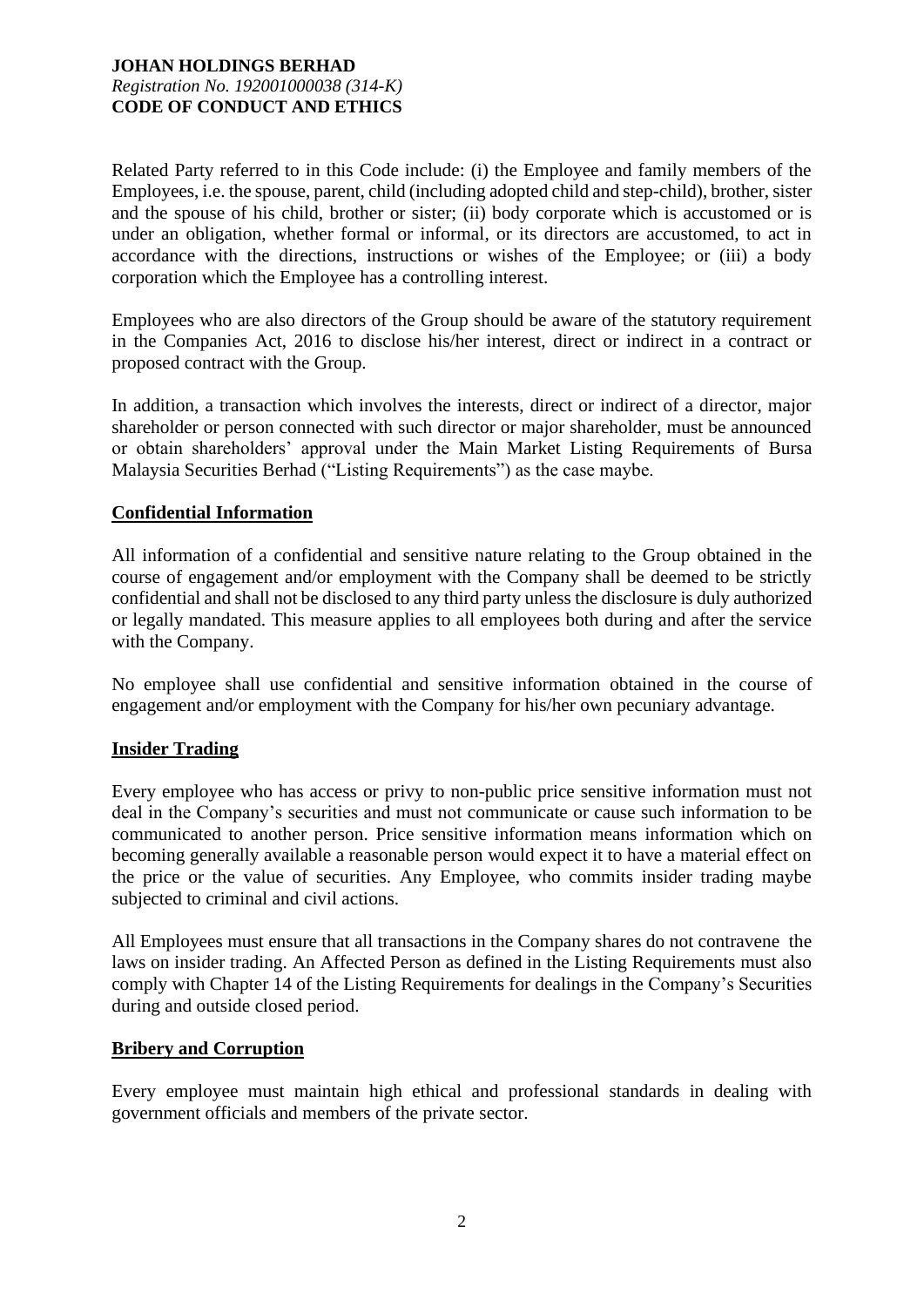Related Party referred to in this Code include: (i) the Employee and family members of the Employees, i.e. the spouse, parent, child (including adopted child and step-child), brother, sister and the spouse of his child, brother or sister; (ii) body corporate which is accustomed or is under an obligation, whether formal or informal, or its directors are accustomed, to act in accordance with the directions, instructions or wishes of the Employee; or (iii) a body corporation which the Employee has a controlling interest.

Employees who are also directors of the Group should be aware of the statutory requirement in the Companies Act, 2016 to disclose his/her interest, direct or indirect in a contract or proposed contract with the Group.

In addition, a transaction which involves the interests, direct or indirect of a director, major shareholder or person connected with such director or major shareholder, must be announced or obtain shareholders' approval under the Main Market Listing Requirements of Bursa Malaysia Securities Berhad ("Listing Requirements") as the case maybe.

## Confidential Information

All information of a confidential and sensitive nature relating to the Group obtained in the course of engagement and/or employment with the Company shall be deemed to be strictly confidential and shall not be disclosed to any third party unless the disclosure is duly authorized or legally mandated. This measure applies to all employees both during and after the service with the Company.

No employee shall use confidential and sensitive information obtained in the course of engagement and/or employment with the Company for his/her own pecuniary advantage.

## Insider Trading

Every employee who has access or privy to non-public price sensitive information must not deal in the Company's securities and must not communicate or cause such information to be communicated to another person. Price sensitive information means information which on becoming generally available a reasonable person would expect it to have a material effect on the price or the value of securities. Any Employee, who commits insider trading maybe subjected to criminal and civil actions.

All Employees must ensure that all transactions in the Company shares do not contravene the laws on insider trading. An Affected Person as defined in the Listing Requirements must also comply with Chapter 14 of the Listing Requirements for dealings in the Company's Securities during and outside closed period.

## Bribery and Corruption

Every employee must maintain high ethical and professional standards in dealing with government officials and members of the private sector.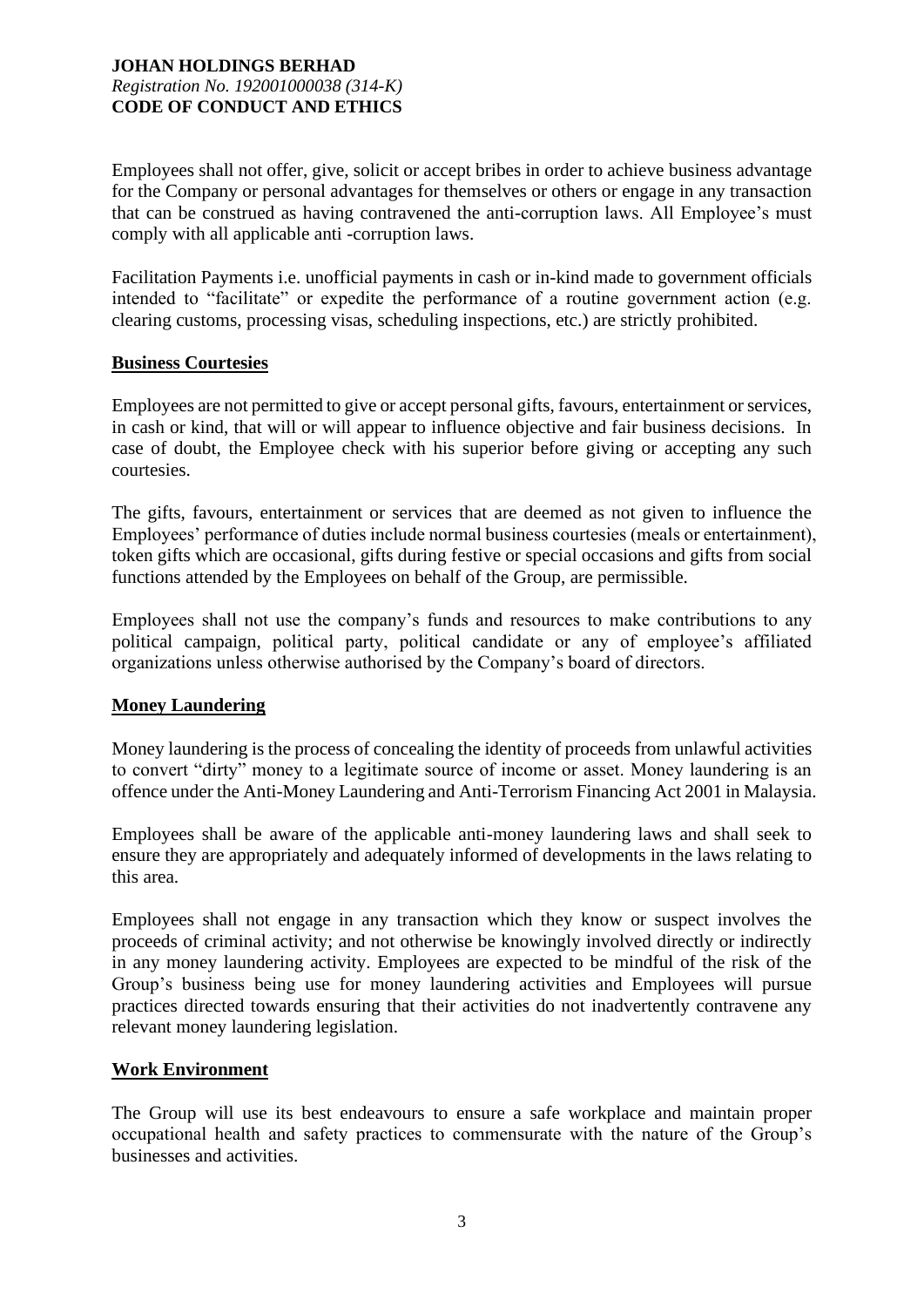Employees shall not offer, give, solicit or accept bribes in order to achieve business advantage for the Company or personal advantages for themselves or others or engage in any transaction that can be construed as having contravened the anti-corruption laws. All Employee's must comply with all applicable anti -corruption laws.

Facilitation Payments i.e. unofficial payments in cash or in-kind made to government officials intended to "facilitate" or expedite the performance of a routine government action (e.g. clearing customs, processing visas, scheduling inspections, etc.) are strictly prohibited.

## Business Courtesies

Employees are not permitted to give or accept personal gifts, favours, entertainment or services, in cash or kind, that will or will appear to influence objective and fair business decisions. In case of doubt, the Employee check with his superior before giving or accepting any such courtesies.

The gifts, favours, entertainment or services that are deemed as not given to influence the Employees' performance of duties include normal business courtesies (meals or entertainment), token gifts which are occasional, gifts during festive or special occasions and gifts from social functions attended by the Employees on behalf of the Group, are permissible.

Employees shall not use the company's funds and resources to make contributions to any political campaign, political party, political candidate or any of employee's affiliated organizations unless otherwise authorised by the Company's board of directors.

## Money Laundering

Money laundering is the process of concealing the identity of proceeds from unlawful activities to convert "dirty" money to a legitimate source of income or asset. Money laundering is an offence under the Anti-Money Laundering and Anti-Terrorism Financing Act 2001 in Malaysia.

Employees shall be aware of the applicable anti-money laundering laws and shall seek to ensure they are appropriately and adequately informed of developments in the laws relating to this area.

Employees shall not engage in any transaction which they know or suspect involves the proceeds of criminal activity; and not otherwise be knowingly involved directly or indirectly in any money laundering activity. Employees are expected to be mindful of the risk of the Group's business being use for money laundering activities and Employees will pursue practices directed towards ensuring that their activities do not inadvertently contravene any relevant money laundering legislation.

## Work Environment

The Group will use its best endeavours to ensure a safe workplace and maintain proper occupational health and safety practices to commensurate with the nature of the Group's businesses and activities.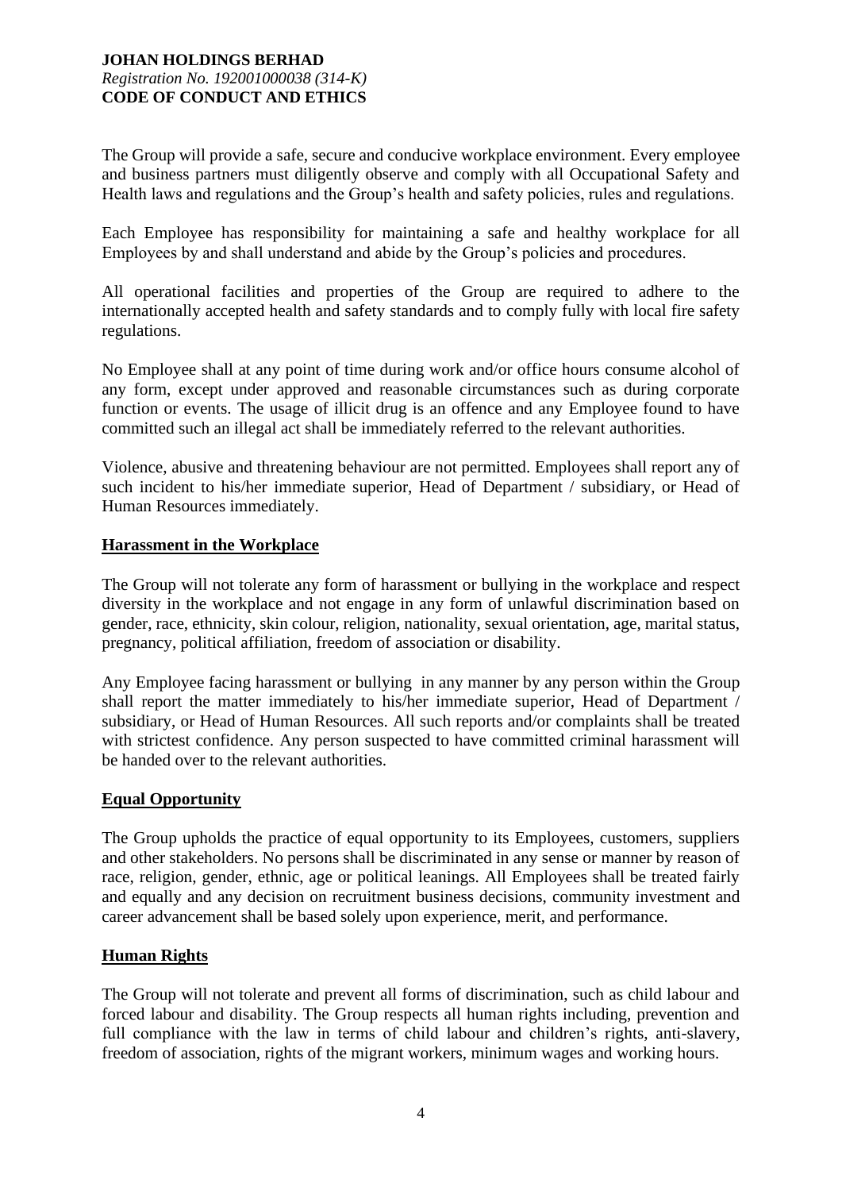The Group will provide a safe, secure and conducive workplace environment. Every employee and business partners must diligently observe and comply with all Occupational Safety and Health laws and regulations and the Group's health and safety policies, rules and regulations.

Each Employee has responsibility for maintaining a safe and healthy workplace for all Employees by and shall understand and abide by the Group's policies and procedures.

All operational facilities and properties of the Group are required to adhere to the internationally accepted health and safety standards and to comply fully with local fire safety regulations.

No Employee shall at any point of time during work and/or office hours consume alcohol of any form, except under approved and reasonable circumstances such as during corporate function or events. The usage of illicit drug is an offence and any Employee found to have committed such an illegal act shall be immediately referred to the relevant authorities.

Violence, abusive and threatening behaviour are not permitted. Employees shall report any of such incident to his/her immediate superior, Head of Department / subsidiary, or Head of Human Resources immediately.

**Harassment in the Workplace**

The Group will not tolerate any form of harassment or bullying in the workplace and respect diversity in the workplace and not engage in any form of unlawful discrimination based on gender, race, ethnicity, skin colour, religion, nationality, sexual orientation, age, marital status, pregnancy, political affiliation, freedom of association or disability.

Any Employee facing harassment or bullying in any manner by any person within the Group shall report the matter immediately to his/her immediate superior, Head of Department / subsidiary, or Head of Human Resources. All such reports and/or complaints shall be treated with strictest confidence. Any person suspected to have committed criminal harassment will be handed over to the relevant authorities.

**Equal Opportunity**

The Group upholds the practice of equal opportunity to its Employees, customers, suppliers and other stakeholders. No persons shall be discriminated in any sense or manner by reason of race, religion, gender, ethnic, age or political leanings. All Employees shall be treated fairly and equally and any decision on recruitment business decisions, community investment and career advancement shall be based solely upon experience, merit, and performance.

**Human Rights**

The Group will not tolerate and prevent all forms of discrimination, such as child labour and forced labour and disability. The Group respects all human rights including, prevention and full compliance with the law in terms of child labour and children's rights, anti-slavery, freedom of association, rights of the migrant workers, minimum wages and working hours.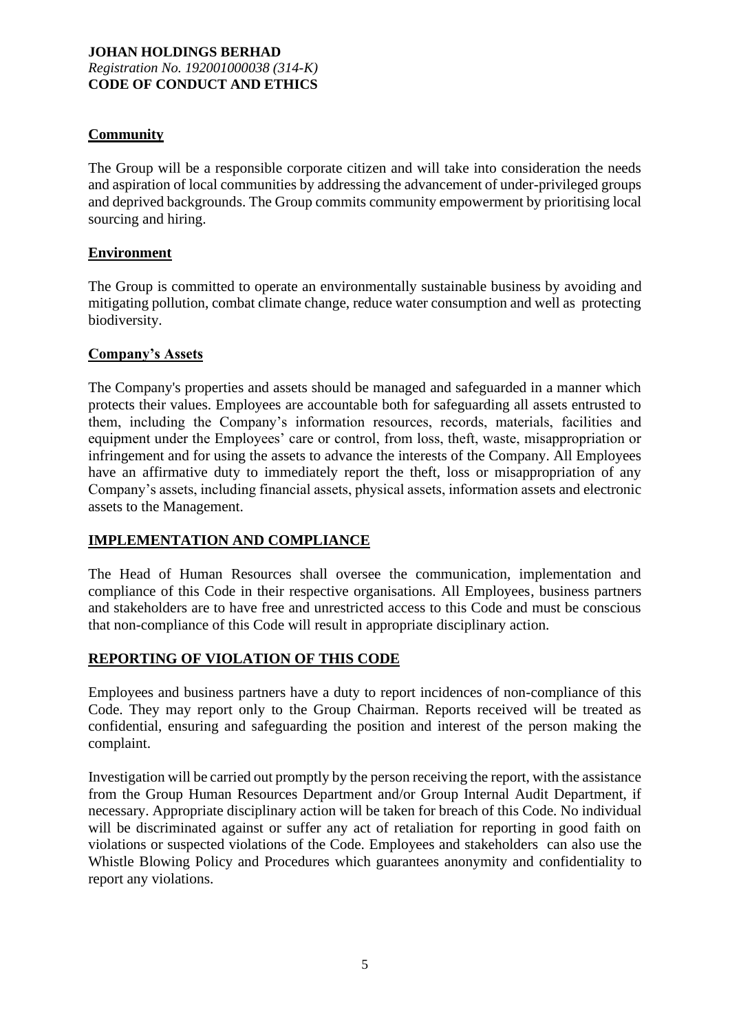## Community

The Group will be a responsible corporate citizen and will take into consideration the needs and aspiration of local communities by addressing the advancement of under-privileged groups and deprived backgrounds. The Group commits community empowerment by prioritising local sourcing and hiring.

## Environment

The Group is committed to operate an environmentally sustainable business by avoiding and mitigating pollution, combat climate change, reduce water consumption and well as protecting biodiversity.

## Company's Assets

The Company's properties and assets should be managed and safeguarded in a manner which protects their values. Employees are accountable both for safeguarding all assets entrusted to them, including the Company's information resources, records, materials, facilities and equipment under the Employees' care or control, from loss, theft, waste, misappropriation or infringement and for using the assets to advance the interests of the Company. All Employees have an affirmative duty to immediately report the theft, loss or misappropriation of any Company's assets, including financial assets, physical assets, information assets and electronic assets to the Management.

# IMPLEMENTATION AND COMPLIANCE

The Head of Human Resources shall oversee the communication, implementation and compliance of this Code in their respective organisations. All Employees, business partners and stakeholders are to have free and unrestricted access to this Code and must be conscious that non-compliance of this Code will result in appropriate disciplinary action.

# REPORTING OF VIOLATION OF THIS CODE

Employees and business partners have a duty to report incidences of non-compliance of this Code. They may report only to the Group Chairman. Reports received will be treated as confidential, ensuring and safeguarding the position and interest of the person making the complaint.

Investigation will be carried out promptly by the person receiving the report, with the assistance from the Group Human Resources Department and/or Group Internal Audit Department, if necessary. Appropriate disciplinary action will be taken for breach of this Code. No individual will be discriminated against or suffer any act of retaliation for reporting in good faith on violations or suspected violations of the Code. Employees and stakeholders can also use the Whistle Blowing Policy and Procedures which guarantees anonymity and confidentiality to report any violations.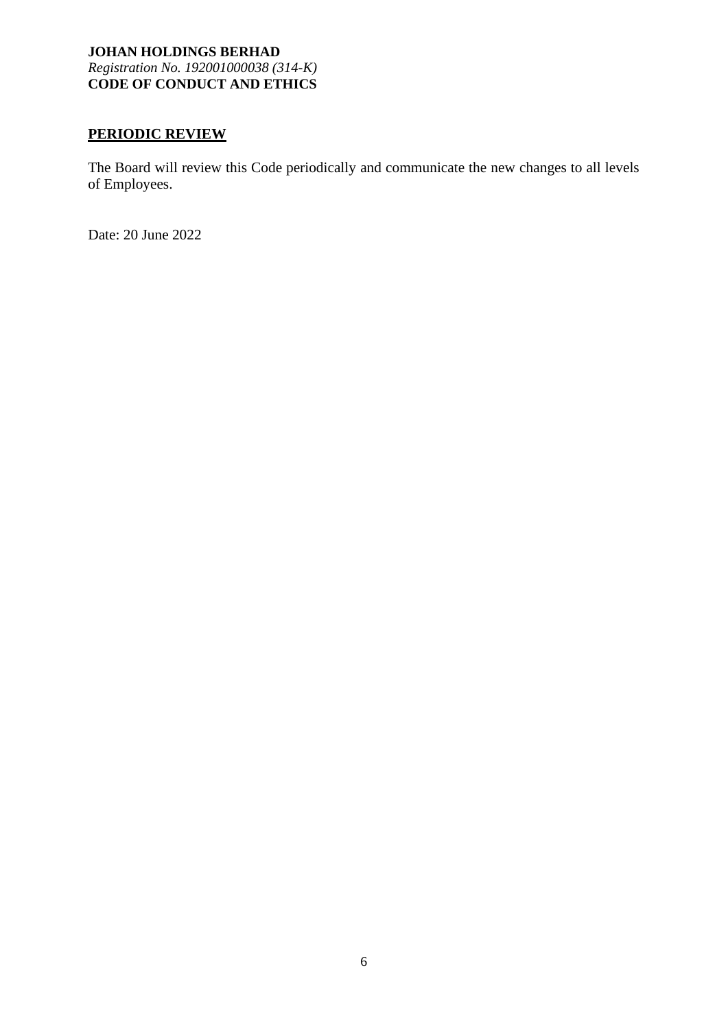## PERIODIC REVIEW

The Board will review this Code periodically and communicate the new changes to all levels of Employees.

Date: 20 June 2022